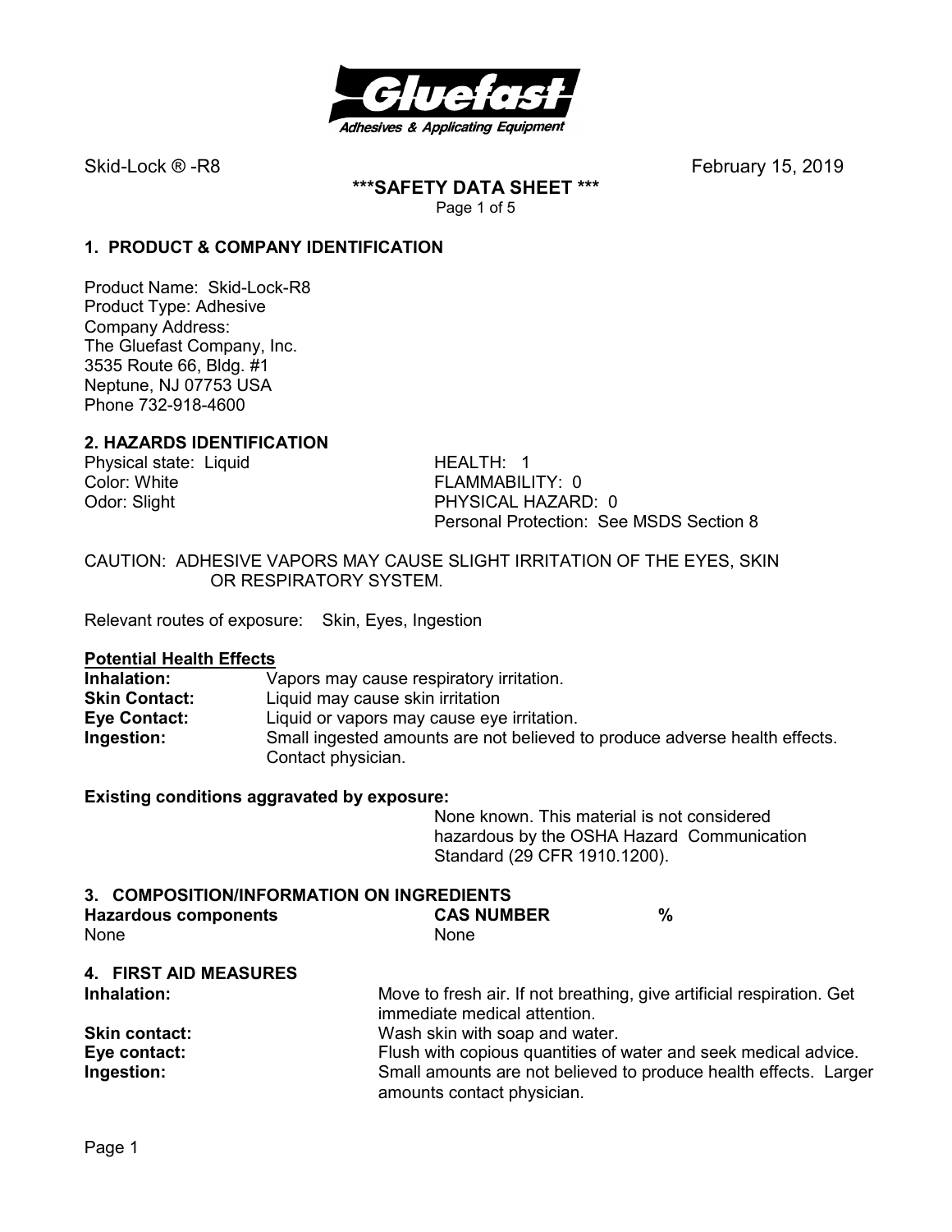Skid-Lock ® -R8 February 15, 2019

**\*\*\*SAFETY DATA SHEET \*\*\***

## 1. PRODUCT & COMPANY IDENTIFICATION

Product Name: Skid-Lock-R8
Product Type: Adhesive
Company Address:
The Gluefast Company, Inc.
3535 Route 66, Bldg. #1
Neptune, NJ 07753 USA
Phone 732-918-4600

## 2. HAZARDS IDENTIFICATION

Physical state: Liquid
Color: White
Odor: Slight

HEALTH: 1
FLAMMABILITY: 0
PHYSICAL HAZARD: 0
Personal Protection: See MSDS Section 8

CAUTION: ADHESIVE VAPORS MAY CAUSE SLIGHT IRRITATION OF THE EYES, SKIN OR RESPIRATORY SYSTEM.

Relevant routes of exposure: Skin, Eyes, Ingestion

**Potential Health Effects**

**Inhalation:** Vapors may cause respiratory irritation.
**Skin Contact:** Liquid may cause skin irritation
**Eye Contact:** Liquid or vapors may cause eye irritation.
**Ingestion:** Small ingested amounts are not believed to produce adverse health effects. Contact physician.

**Existing conditions aggravated by exposure:**
None known. This material is not considered hazardous by the OSHA Hazard Communication Standard (29 CFR 1910.1200).

## 3. COMPOSITION/INFORMATION ON INGREDIENTS

| Hazardous components | CAS NUMBER | % |
|---|---|---|
| None | None | |

## 4. FIRST AID MEASURES

**Inhalation:** Move to fresh air. If not breathing, give artificial respiration. Get immediate medical attention.
**Skin contact:** Wash skin with soap and water.
**Eye contact:** Flush with copious quantities of water and seek medical advice.
**Ingestion:** Small amounts are not believed to produce health effects. Larger amounts contact physician.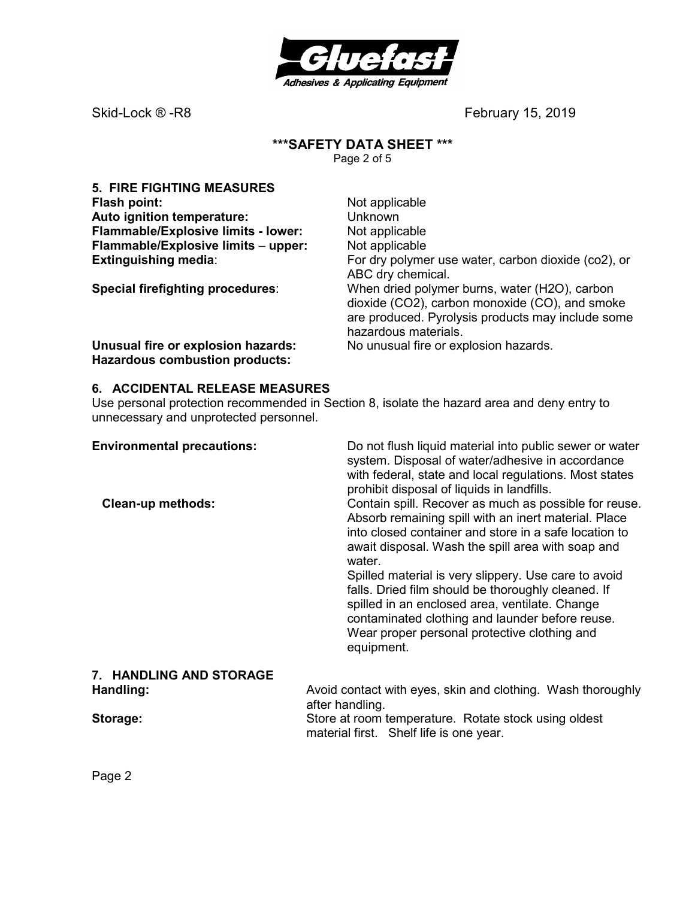## 5. FIRE FIGHTING MEASURES

**Flash point:** Not applicable

**Auto ignition temperature:** Unknown

**Flammable/Explosive limits - lower:** Not applicable

**Flammable/Explosive limits – upper:** Not applicable

**Extinguishing media**: For dry polymer use water, carbon dioxide (co2), or ABC dry chemical.

**Special firefighting procedures**: When dried polymer burns, water ($H_2O$), carbon dioxide ($CO_2$), carbon monoxide (CO), and smoke are produced. Pyrolysis products may include some hazardous materials.

**Unusual fire or explosion hazards:** No unusual fire or explosion hazards.

**Hazardous combustion products:**

## 6. ACCIDENTAL RELEASE MEASURES

Use personal protection recommended in Section 8, isolate the hazard area and deny entry to unnecessary and unprotected personnel.

**Environmental precautions:** Do not flush liquid material into public sewer or water system. Disposal of water/adhesive in accordance with federal, state and local regulations. Most states prohibit disposal of liquids in landfills.

**Clean-up methods:** Contain spill. Recover as much as possible for reuse. Absorb remaining spill with an inert material. Place into closed container and store in a safe location to await disposal. Wash the spill area with soap and water.

Spilled material is very slippery. Use care to avoid falls. Dried film should be thoroughly cleaned. If spilled in an enclosed area, ventilate. Change contaminated clothing and launder before reuse. Wear proper personal protective clothing and equipment.

## 7. HANDLING AND STORAGE

**Handling:** Avoid contact with eyes, skin and clothing. Wash thoroughly after handling.

**Storage:** Store at room temperature. Rotate stock using oldest material first. Shelf life is one year.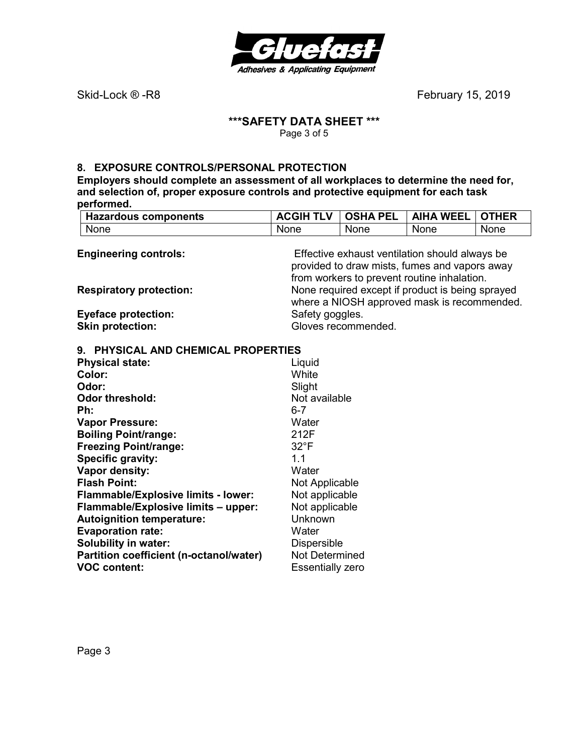Skid-Lock ® -R8 February 15, 2019

**\*\*\*SAFETY DATA SHEET \*\*\***

## 8. EXPOSURE CONTROLS/PERSONAL PROTECTION

**Employers should complete an assessment of all workplaces to determine the need for, and selection of, proper exposure controls and protective equipment for each task performed.**

| Hazardous components | ACGIH TLV | OSHA PEL | AIHA WEEL | OTHER |
|---|---|---|---|---|
| None | None | None | None | None |

**Engineering controls:** Effective exhaust ventilation should always be provided to draw mists, fumes and vapors away from workers to prevent routine inhalation.

**Respiratory protection:** None required except if product is being sprayed where a NIOSH approved mask is recommended.

**Eyeface protection:** Safety goggles.

**Skin protection:** Gloves recommended.

## 9. PHYSICAL AND CHEMICAL PROPERTIES

**Physical state:** Liquid
**Color:** White
**Odor:** Slight
**Odor threshold:** Not available
**Ph:** 6-7
**Vapor Pressure:** Water
**Boiling Point/range:** 212F
**Freezing Point/range:** 32°F
**Specific gravity:** 1.1
**Vapor density:** Water
**Flash Point:** Not Applicable
**Flammable/Explosive limits - lower:** Not applicable
**Flammable/Explosive limits – upper:** Not applicable
**Autoignition temperature:** Unknown
**Evaporation rate:** Water
**Solubility in water:** Dispersible
**Partition coefficient (n-octanol/water)** Not Determined
**VOC content:** Essentially zero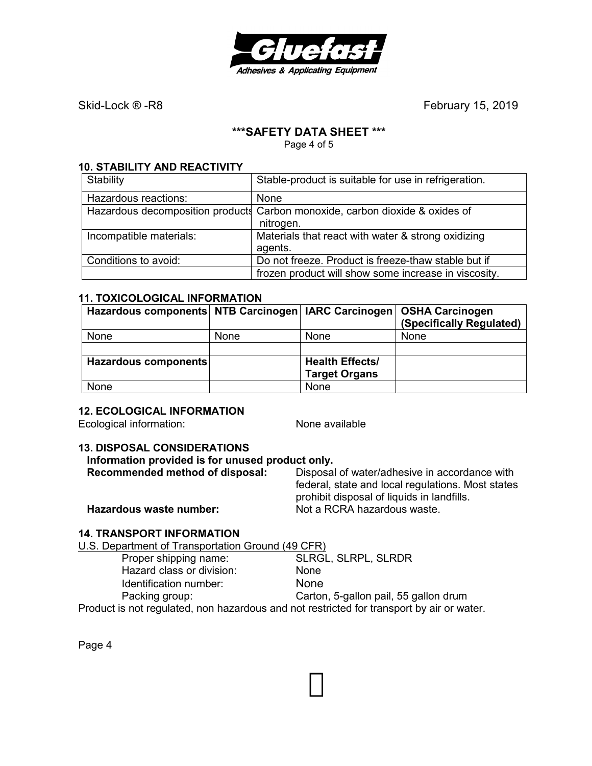Skid-Lock ® -R8 February 15, 2019

## ***SAFETY DATA SHEET ***

### 10. STABILITY AND REACTIVITY

| | |
|---|---|
| Stability | Stable-product is suitable for use in refrigeration. |
| Hazardous reactions: | None |
| Hazardous decomposition products | Carbon monoxide, carbon dioxide & oxides of nitrogen. |
| Incompatible materials: | Materials that react with water & strong oxidizing agents. |
| Conditions to avoid: | Do not freeze. Product is freeze-thaw stable but if |
| | frozen product will show some increase in viscosity. |

### 11. TOXICOLOGICAL INFORMATION

| Hazardous components | NTB Carcinogen | IARC Carcinogen | OSHA Carcinogen (Specifically Regulated) |
|---|---|---|---|
| None | None | None | None |
| | | | |
| **Hazardous components** | | **Health Effects/ Target Organs** | |
| None | | None | |

### 12. ECOLOGICAL INFORMATION

Ecological information: None available

### 13. DISPOSAL CONSIDERATIONS

**Information provided is for unused product only.**

**Recommended method of disposal:** Disposal of water/adhesive in accordance with federal, state and local regulations. Most states prohibit disposal of liquids in landfills.

**Hazardous waste number:** Not a RCRA hazardous waste.

### 14. TRANSPORT INFORMATION

U.S. Department of Transportation Ground (49 CFR)

Proper shipping name: SLRGL, SLRPL, SLRDR
Hazard class or division: None
Identification number: None
Packing group: Carton, 5-gallon pail, 55 gallon drum

Product is not regulated, non hazardous and not restricted for transport by air or water.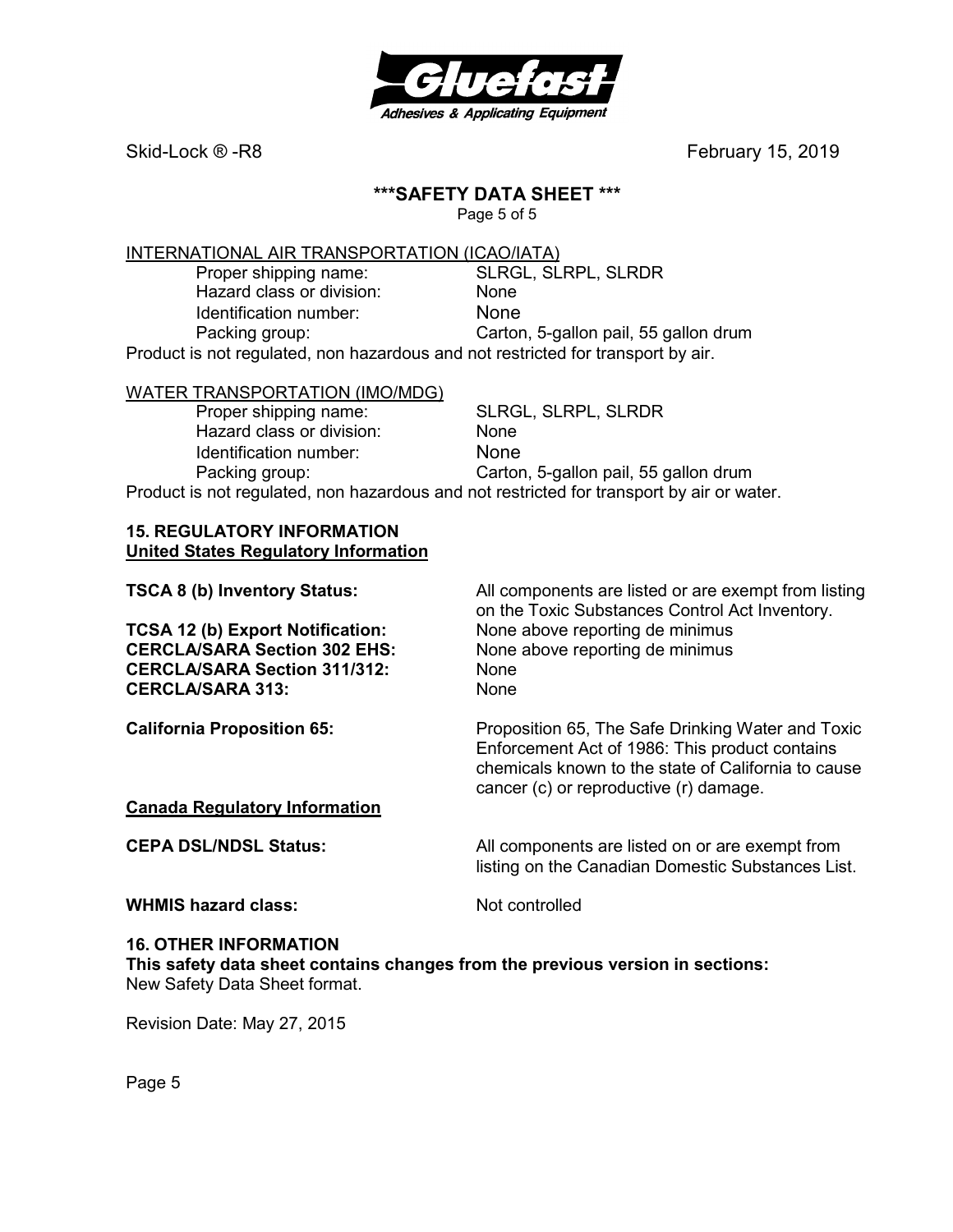INTERNATIONAL AIR TRANSPORTATION (ICAO/IATA)

| | |
|---|---|
| Proper shipping name: | SLRGL, SLRPL, SLRDR |
| Hazard class or division: | None |
| Identification number: | None |
| Packing group: | Carton, 5-gallon pail, 55 gallon drum |

Product is not regulated, non hazardous and not restricted for transport by air.

WATER TRANSPORTATION (IMO/MDG)

| | |
|---|---|
| Proper shipping name: | SLRGL, SLRPL, SLRDR |
| Hazard class or division: | None |
| Identification number: | None |
| Packing group: | Carton, 5-gallon pail, 55 gallon drum |

Product is not regulated, non hazardous and not restricted for transport by air or water.

## 15. REGULATORY INFORMATION

### United States Regulatory Information

**TSCA 8 (b) Inventory Status:** All components are listed or are exempt from listing on the Toxic Substances Control Act Inventory.

**TCSA 12 (b) Export Notification:** None above reporting de minimus

**CERCLA/SARA Section 302 EHS:** None above reporting de minimus

**CERCLA/SARA Section 311/312:** None

**CERCLA/SARA 313:** None

**California Proposition 65:** Proposition 65, The Safe Drinking Water and Toxic Enforcement Act of 1986: This product contains chemicals known to the state of California to cause cancer (c) or reproductive (r) damage.

### Canada Regulatory Information

**CEPA DSL/NDSL Status:** All components are listed on or are exempt from listing on the Canadian Domestic Substances List.

**WHMIS hazard class:** Not controlled

## 16. OTHER INFORMATION

**This safety data sheet contains changes from the previous version in sections:**
New Safety Data Sheet format.

Revision Date: May 27, 2015